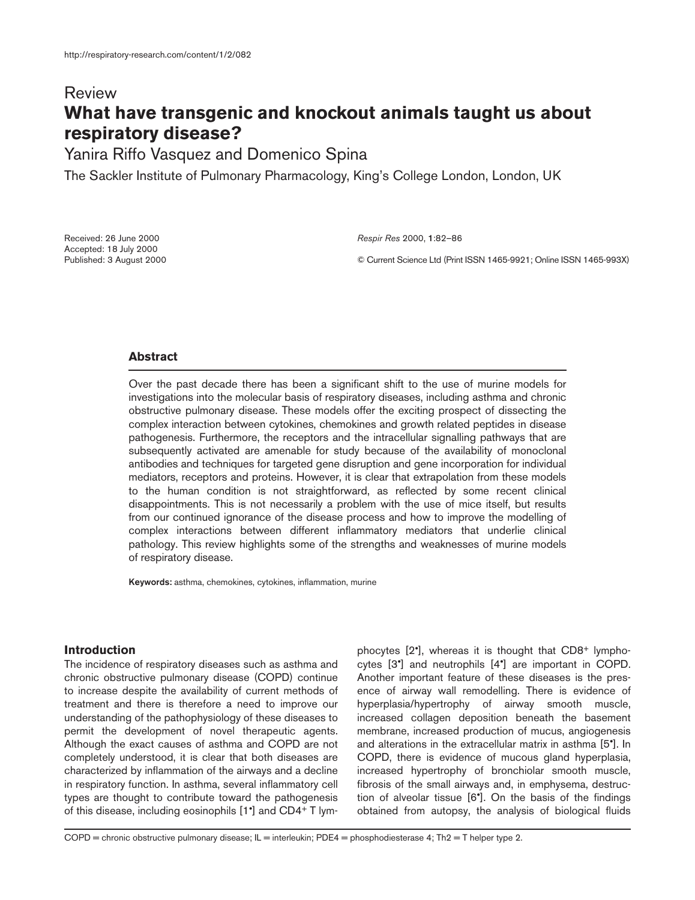Review

# What have transgenic and knockout animals taught us about respiratory disease?

Yanira Riffo Vasquez and Domenico Spina

The Sackler Institute of Pulmonary Pharmacology, King's College London, London, UK

Received: 26 June 2000
Accepted: 18 July 2000
Published: 3 August 2000

*Respir Res* 2000, **1**:82–86

© Current Science Ltd (Print ISSN 1465-9921; Online ISSN 1465-993X)

## Abstract

Over the past decade there has been a significant shift to the use of murine models for investigations into the molecular basis of respiratory diseases, including asthma and chronic obstructive pulmonary disease. These models offer the exciting prospect of dissecting the complex interaction between cytokines, chemokines and growth related peptides in disease pathogenesis. Furthermore, the receptors and the intracellular signalling pathways that are subsequently activated are amenable for study because of the availability of monoclonal antibodies and techniques for targeted gene disruption and gene incorporation for individual mediators, receptors and proteins. However, it is clear that extrapolation from these models to the human condition is not straightforward, as reflected by some recent clinical disappointments. This is not necessarily a problem with the use of mice itself, but results from our continued ignorance of the disease process and how to improve the modelling of complex interactions between different inflammatory mediators that underlie clinical pathology. This review highlights some of the strengths and weaknesses of murine models of respiratory disease.

**Keywords:** asthma, chemokines, cytokines, inflammation, murine

## Introduction

The incidence of respiratory diseases such as asthma and chronic obstructive pulmonary disease (COPD) continue to increase despite the availability of current methods of treatment and there is therefore a need to improve our understanding of the pathophysiology of these diseases to permit the development of novel therapeutic agents. Although the exact causes of asthma and COPD are not completely understood, it is clear that both diseases are characterized by inflammation of the airways and a decline in respiratory function. In asthma, several inflammatory cell types are thought to contribute toward the pathogenesis of this disease, including eosinophils [1•] and CD4+ T lymphocytes [2•], whereas it is thought that CD8+ lymphocytes [3•] and neutrophils [4•] are important in COPD. Another important feature of these diseases is the presence of airway wall remodelling. There is evidence of hyperplasia/hypertrophy of airway smooth muscle, increased collagen deposition beneath the basement membrane, increased production of mucus, angiogenesis and alterations in the extracellular matrix in asthma [5•]. In COPD, there is evidence of mucous gland hyperplasia, increased hypertrophy of bronchiolar smooth muscle, fibrosis of the small airways and, in emphysema, destruction of alveolar tissue [6•]. On the basis of the findings obtained from autopsy, the analysis of biological fluids

COPD = chronic obstructive pulmonary disease; IL = interleukin; PDE4 = phosphodiesterase 4; Th2 = T helper type 2.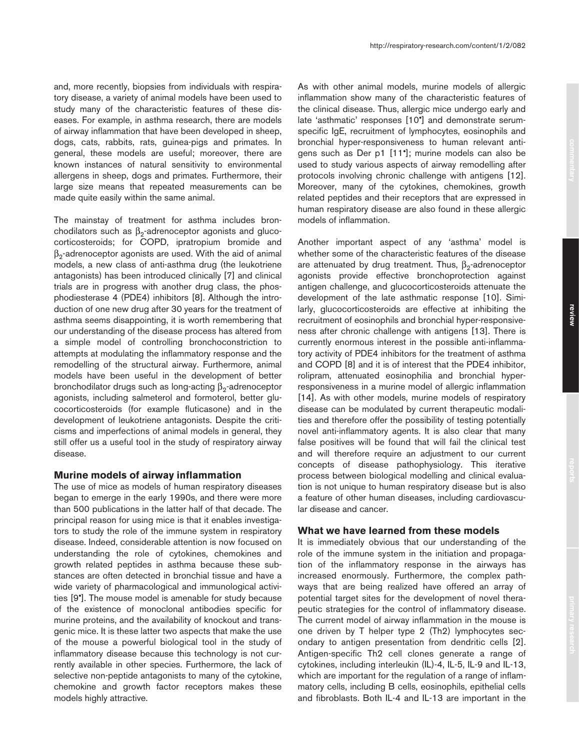and, more recently, biopsies from individuals with respiratory disease, a variety of animal models have been used to study many of the characteristic features of these diseases. For example, in asthma research, there are models of airway inflammation that have been developed in sheep, dogs, cats, rabbits, rats, guinea-pigs and primates. In general, these models are useful; moreover, there are known instances of natural sensitivity to environmental allergens in sheep, dogs and primates. Furthermore, their large size means that repeated measurements can be made quite easily within the same animal.

The mainstay of treatment for asthma includes bronchodilators such as $\beta_2$-adrenoceptor agonists and glucocorticosteroids; for COPD, ipratropium bromide and $\beta_2$-adrenoceptor agonists are used. With the aid of animal models, a new class of anti-asthma drug (the leukotriene antagonists) has been introduced clinically [7] and clinical trials are in progress with another drug class, the phosphodiesterase 4 (PDE4) inhibitors [8]. Although the introduction of one new drug after 30 years for the treatment of asthma seems disappointing, it is worth remembering that our understanding of the disease process has altered from a simple model of controlling bronchoconstriction to attempts at modulating the inflammatory response and the remodelling of the structural airway. Furthermore, animal models have been useful in the development of better bronchodilator drugs such as long-acting $\beta_2$-adrenoceptor agonists, including salmeterol and formoterol, better glucocorticosteroids (for example fluticasone) and in the development of leukotriene antagonists. Despite the criticisms and imperfections of animal models in general, they still offer us a useful tool in the study of respiratory airway disease.

## Murine models of airway inflammation

The use of mice as models of human respiratory diseases began to emerge in the early 1990s, and there were more than 500 publications in the latter half of that decade. The principal reason for using mice is that it enables investigators to study the role of the immune system in respiratory disease. Indeed, considerable attention is now focused on understanding the role of cytokines, chemokines and growth related peptides in asthma because these substances are often detected in bronchial tissue and have a wide variety of pharmacological and immunological activities [9•]. The mouse model is amenable for study because of the existence of monoclonal antibodies specific for murine proteins, and the availability of knockout and transgenic mice. It is these latter two aspects that make the use of the mouse a powerful biological tool in the study of inflammatory disease because this technology is not currently available in other species. Furthermore, the lack of selective non-peptide antagonists to many of the cytokine, chemokine and growth factor receptors makes these models highly attractive.

As with other animal models, murine models of allergic inflammation show many of the characteristic features of the clinical disease. Thus, allergic mice undergo early and late 'asthmatic' responses [10•] and demonstrate serum-specific IgE, recruitment of lymphocytes, eosinophils and bronchial hyper-responsiveness to human relevant antigens such as Der p1 [11•]; murine models can also be used to study various aspects of airway remodelling after protocols involving chronic challenge with antigens [12]. Moreover, many of the cytokines, chemokines, growth related peptides and their receptors that are expressed in human respiratory disease are also found in these allergic models of inflammation.

Another important aspect of any 'asthma' model is whether some of the characteristic features of the disease are attenuated by drug treatment. Thus, $\beta_2$-adrenoceptor agonists provide effective bronchoprotection against antigen challenge, and glucocorticosteroids attenuate the development of the late asthmatic response [10]. Similarly, glucocorticosteroids are effective at inhibiting the recruitment of eosinophils and bronchial hyper-responsiveness after chronic challenge with antigens [13]. There is currently enormous interest in the possible anti-inflammatory activity of PDE4 inhibitors for the treatment of asthma and COPD [8] and it is of interest that the PDE4 inhibitor, rolipram, attenuated eosinophilia and bronchial hyper-responsiveness in a murine model of allergic inflammation [14]. As with other models, murine models of respiratory disease can be modulated by current therapeutic modalities and therefore offer the possibility of testing potentially novel anti-inflammatory agents. It is also clear that many false positives will be found that will fail the clinical test and will therefore require an adjustment to our current concepts of disease pathophysiology. This iterative process between biological modelling and clinical evaluation is not unique to human respiratory disease but is also a feature of other human diseases, including cardiovascular disease and cancer.

## What we have learned from these models

It is immediately obvious that our understanding of the role of the immune system in the initiation and propagation of the inflammatory response in the airways has increased enormously. Furthermore, the complex pathways that are being realized have offered an array of potential target sites for the development of novel therapeutic strategies for the control of inflammatory disease. The current model of airway inflammation in the mouse is one driven by T helper type 2 (Th2) lymphocytes secondary to antigen presentation from dendritic cells [2]. Antigen-specific Th2 cell clones generate a range of cytokines, including interleukin (IL)-4, IL-5, IL-9 and IL-13, which are important for the regulation of a range of inflammatory cells, including B cells, eosinophils, epithelial cells and fibroblasts. Both IL-4 and IL-13 are important in the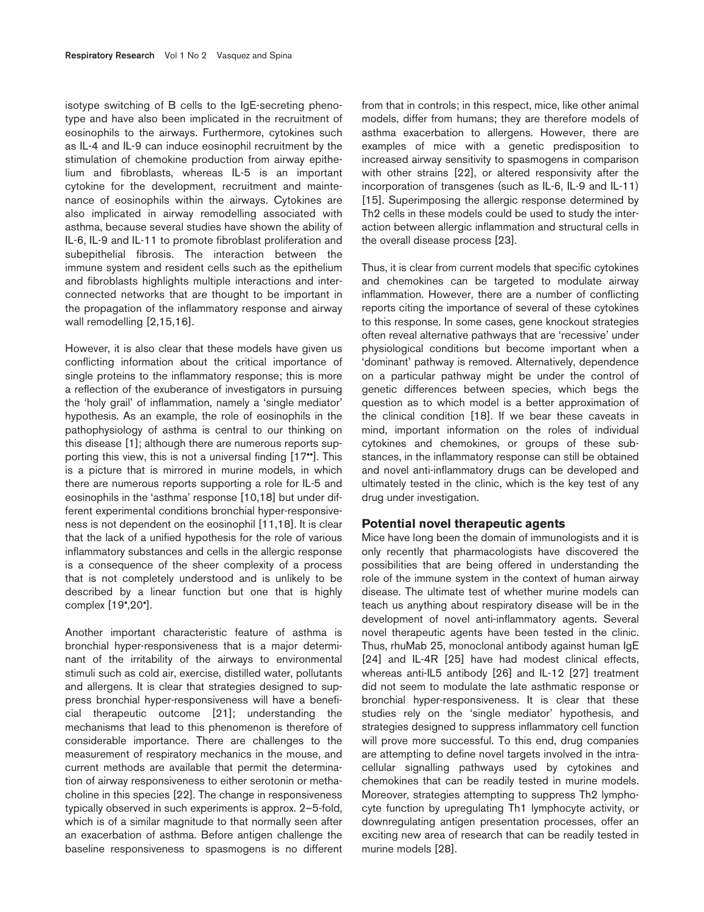isotype switching of B cells to the IgE-secreting phenotype and have also been implicated in the recruitment of eosinophils to the airways. Furthermore, cytokines such as IL-4 and IL-9 can induce eosinophil recruitment by the stimulation of chemokine production from airway epithelium and fibroblasts, whereas IL-5 is an important cytokine for the development, recruitment and maintenance of eosinophils within the airways. Cytokines are also implicated in airway remodelling associated with asthma, because several studies have shown the ability of IL-6, IL-9 and IL-11 to promote fibroblast proliferation and subepithelial fibrosis. The interaction between the immune system and resident cells such as the epithelium and fibroblasts highlights multiple interactions and interconnected networks that are thought to be important in the propagation of the inflammatory response and airway wall remodelling [2,15,16].

However, it is also clear that these models have given us conflicting information about the critical importance of single proteins to the inflammatory response; this is more a reflection of the exuberance of investigators in pursuing the 'holy grail' of inflammation, namely a 'single mediator' hypothesis. As an example, the role of eosinophils in the pathophysiology of asthma is central to our thinking on this disease [1]; although there are numerous reports supporting this view, this is not a universal finding [17••]. This is a picture that is mirrored in murine models, in which there are numerous reports supporting a role for IL-5 and eosinophils in the 'asthma' response [10,18] but under different experimental conditions bronchial hyper-responsiveness is not dependent on the eosinophil [11,18]. It is clear that the lack of a unified hypothesis for the role of various inflammatory substances and cells in the allergic response is a consequence of the sheer complexity of a process that is not completely understood and is unlikely to be described by a linear function but one that is highly complex [19•,20•].

Another important characteristic feature of asthma is bronchial hyper-responsiveness that is a major determinant of the irritability of the airways to environmental stimuli such as cold air, exercise, distilled water, pollutants and allergens. It is clear that strategies designed to suppress bronchial hyper-responsiveness will have a beneficial therapeutic outcome [21]; understanding the mechanisms that lead to this phenomenon is therefore of considerable importance. There are challenges to the measurement of respiratory mechanics in the mouse, and current methods are available that permit the determination of airway responsiveness to either serotonin or methacholine in this species [22]. The change in responsiveness typically observed in such experiments is approx. 2–5-fold, which is of a similar magnitude to that normally seen after an exacerbation of asthma. Before antigen challenge the baseline responsiveness to spasmogens is no different from that in controls; in this respect, mice, like other animal models, differ from humans; they are therefore models of asthma exacerbation to allergens. However, there are examples of mice with a genetic predisposition to increased airway sensitivity to spasmogens in comparison with other strains [22], or altered responsivity after the incorporation of transgenes (such as IL-6, IL-9 and IL-11) [15]. Superimposing the allergic response determined by Th2 cells in these models could be used to study the interaction between allergic inflammation and structural cells in the overall disease process [23].

Thus, it is clear from current models that specific cytokines and chemokines can be targeted to modulate airway inflammation. However, there are a number of conflicting reports citing the importance of several of these cytokines to this response. In some cases, gene knockout strategies often reveal alternative pathways that are 'recessive' under physiological conditions but become important when a 'dominant' pathway is removed. Alternatively, dependence on a particular pathway might be under the control of genetic differences between species, which begs the question as to which model is a better approximation of the clinical condition [18]. If we bear these caveats in mind, important information on the roles of individual cytokines and chemokines, or groups of these substances, in the inflammatory response can still be obtained and novel anti-inflammatory drugs can be developed and ultimately tested in the clinic, which is the key test of any drug under investigation.

## Potential novel therapeutic agents

Mice have long been the domain of immunologists and it is only recently that pharmacologists have discovered the possibilities that are being offered in understanding the role of the immune system in the context of human airway disease. The ultimate test of whether murine models can teach us anything about respiratory disease will be in the development of novel anti-inflammatory agents. Several novel therapeutic agents have been tested in the clinic. Thus, rhuMab 25, monoclonal antibody against human IgE [24] and IL-4R [25] have had modest clinical effects, whereas anti-IL5 antibody [26] and IL-12 [27] treatment did not seem to modulate the late asthmatic response or bronchial hyper-responsiveness. It is clear that these studies rely on the 'single mediator' hypothesis, and strategies designed to suppress inflammatory cell function will prove more successful. To this end, drug companies are attempting to define novel targets involved in the intracellular signalling pathways used by cytokines and chemokines that can be readily tested in murine models. Moreover, strategies attempting to suppress Th2 lymphocyte function by upregulating Th1 lymphocyte activity, or downregulating antigen presentation processes, offer an exciting new area of research that can be readily tested in murine models [28].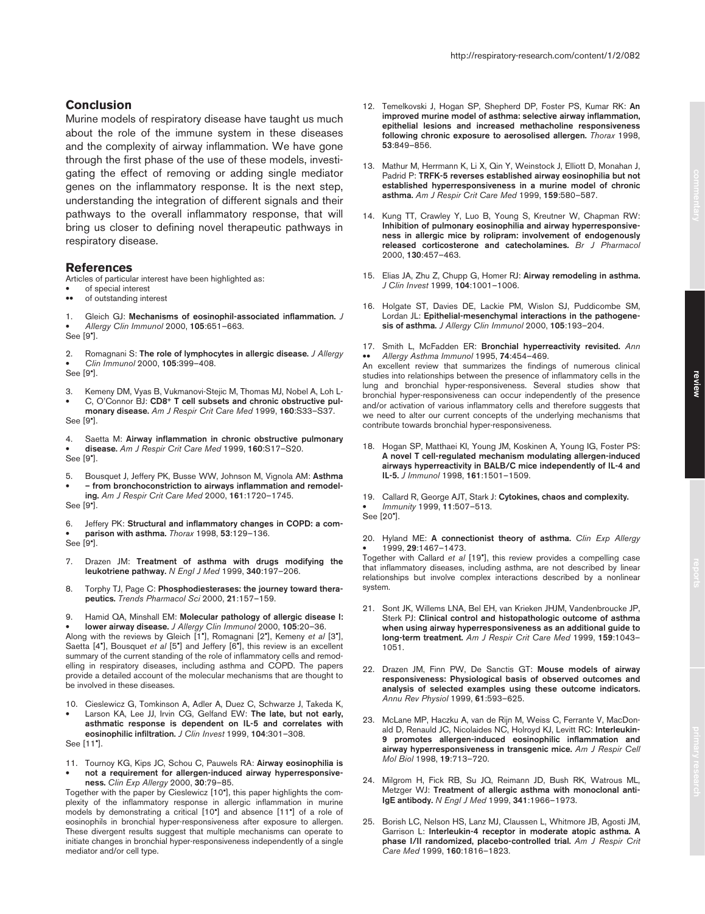## Conclusion

Murine models of respiratory disease have taught us much about the role of the immune system in these diseases and the complexity of airway inflammation. We have gone through the first phase of the use of these models, investigating the effect of removing or adding single mediator genes on the inflammatory response. It is the next step, understanding the integration of different signals and their pathways to the overall inflammatory response, that will bring us closer to defining novel therapeutic pathways in respiratory disease.

## References

Articles of particular interest have been highlighted as:
- • of special interest
- •• of outstanding interest

1. • Gleich GJ: **Mechanisms of eosinophil-associated inflammation.** *J Allergy Clin Immunol* 2000, **105**:651–663.
See [9•].
2. • Romagnani S: **The role of lymphocytes in allergic disease.** *J Allergy Clin Immunol* 2000, **105**:399–408.
See [9•].
3. • Kemeny DM, Vyas B, Vukmanovi-Stejic M, Thomas MJ, Nobel A, Loh L-C, O'Connor BJ: **CD8+ T cell subsets and chronic obstructive pulmonary disease.** *Am J Respir Crit Care Med* 1999, **160**:S33–S37.
See [9•].
4. • Saetta M: **Airway inflammation in chronic obstructive pulmonary disease.** *Am J Respir Crit Care Med* 1999, **160**:S17–S20.
See [9•].
5. • Bousquet J, Jeffery PK, Busse WW, Johnson M, Vignola AM: **Asthma – from bronchoconstriction to airways inflammation and remodeling.** *Am J Respir Crit Care Med* 2000, **161**:1720–1745.
See [9•].
6. • Jeffery PK: **Structural and inflammatory changes in COPD: a comparison with asthma.** *Thorax* 1998, **53**:129–136.
See [9•].
7. Drazen JM: **Treatment of asthma with drugs modifying the leukotriene pathway.** *N Engl J Med* 1999, **340**:197–206.
8. Torphy TJ, Page C: **Phosphodiesterases: the journey toward therapeutics.** *Trends Pharmacol Sci* 2000, **21**:157–159.
9. • Hamid QA, Minshall EM: **Molecular pathology of allergic disease I: lower airway disease.** *J Allergy Clin Immunol* 2000, **105**:20–36.
Along with the reviews by Gleich [1•], Romagnani [2•], Kemeny *et al* [3•], Saetta [4•], Bousquet *et al* [5•] and Jeffery [6•], this review is an excellent summary of the current standing of the role of inflammatory cells and remodelling in respiratory diseases, including asthma and COPD. The papers provide a detailed account of the molecular mechanisms that are thought to be involved in these diseases.
10. • Cieslewicz G, Tomkinson A, Adler A, Duez C, Schwarze J, Takeda K, Larson KA, Lee JJ, Irvin CG, Gelfand EW: **The late, but not early, asthmatic response is dependent on IL-5 and correlates with eosinophilic infiltration.** *J Clin Invest* 1999, **104**:301–308.
See [11•].
11. • Tournoy KG, Kips JC, Schou C, Pauwels RA: **Airway eosinophilia is not a requirement for allergen-induced airway hyperresponsiveness.** *Clin Exp Allergy* 2000, **30**:79–85.
Together with the paper by Cieslewicz [10•], this paper highlights the complexity of the inflammatory response in allergic inflammation in murine models by demonstrating a critical [10•] and absence [11•] of a role of eosinophils in bronchial hyper-responsiveness after exposure to allergen. These divergent results suggest that multiple mechanisms can operate to initiate changes in bronchial hyper-responsiveness independently of a single mediator and/or cell type.
12. Temelkovski J, Hogan SP, Shepherd DP, Foster PS, Kumar RK: **An improved murine model of asthma: selective airway inflammation, epithelial lesions and increased methacholine responsiveness following chronic exposure to aerosolised allergen.** *Thorax* 1998, **53**:849–856.
13. Mathur M, Herrmann K, Li X, Qin Y, Weinstock J, Elliott D, Monahan J, Padrid P: **TRFK-5 reverses established airway eosinophilia but not established hyperresponsiveness in a murine model of chronic asthma.** *Am J Respir Crit Care Med* 1999, **159**:580–587.
14. Kung TT, Crawley Y, Luo B, Young S, Kreutner W, Chapman RW: **Inhibition of pulmonary eosinophilia and airway hyperresponsiveness in allergic mice by rolipram: involvement of endogenously released corticosterone and catecholamines.** *Br J Pharmacol* 2000, **130**:457–463.
15. Elias JA, Zhu Z, Chupp G, Homer RJ: **Airway remodeling in asthma.** *J Clin Invest* 1999, **104**:1001–1006.
16. Holgate ST, Davies DE, Lackie PM, Wislon SJ, Puddicombe SM, Lordan JL: **Epithelial-mesenchymal interactions in the pathogenesis of asthma.** *J Allergy Clin Immunol* 2000, **105**:193–204.
17. •• Smith L, McFadden ER: **Bronchial hyperreactivity revisited.** *Ann Allergy Asthma Immunol* 1995, **74**:454–469.
An excellent review that summarizes the findings of numerous clinical studies into relationships between the presence of inflammatory cells in the lung and bronchial hyper-responsiveness. Several studies show that bronchial hyper-responsiveness can occur independently of the presence and/or activation of various inflammatory cells and therefore suggests that we need to alter our current concepts of the underlying mechanisms that contribute towards bronchial hyper-responsiveness.
18. Hogan SP, Matthaei KI, Young JM, Koskinen A, Young IG, Foster PS: **A novel T cell-regulated mechanism modulating allergen-induced airways hyperreactivity in BALB/C mice independently of IL-4 and IL-5.** *J Immunol* 1998, **161**:1501–1509.
19. • Callard R, George AJT, Stark J: **Cytokines, chaos and complexity.** *Immunity* 1999, **11**:507–513.
See [20•].
20. • Hyland ME: **A connectionist theory of asthma.** *Clin Exp Allergy* 1999, **29**:1467–1473.
Together with Callard *et al* [19•], this review provides a compelling case that inflammatory diseases, including asthma, are not described by linear relationships but involve complex interactions described by a nonlinear system.
21. Sont JK, Willems LNA, Bel EH, van Krieken JHJM, Vandenbroucke JP, Sterk PJ: **Clinical control and histopathologic outcome of asthma when using airway hyperresponsiveness as an additional guide to long-term treatment.** *Am J Respir Crit Care Med* 1999, **159**:1043–1051.
22. Drazen JM, Finn PW, De Sanctis GT: **Mouse models of airway responsiveness: Physiological basis of observed outcomes and analysis of selected examples using these outcome indicators.** *Annu Rev Physiol* 1999, **61**:593–625.
23. McLane MP, Haczku A, van de Rijn M, Weiss C, Ferrante V, MacDonald D, Renauld JC, Nicolaides NC, Holroyd KJ, Levitt RC: **Interleukin-9 promotes allergen-induced eosinophilic inflammation and airway hyperresponsiveness in transgenic mice.** *Am J Respir Cell Mol Biol* 1998, **19**:713–720.
24. Milgrom H, Fick RB, Su JQ, Reimann JD, Bush RK, Watrous ML, Metzger WJ: **Treatment of allergic asthma with monoclonal anti-IgE antibody.** *N Engl J Med* 1999, **341**:1966–1973.
25. Borish LC, Nelson HS, Lanz MJ, Claussen L, Whitmore JB, Agosti JM, Garrison L: **Interleukin-4 receptor in moderate atopic asthma. A phase I/II randomized, placebo-controlled trial.** *Am J Respir Crit Care Med* 1999, **160**:1816–1823.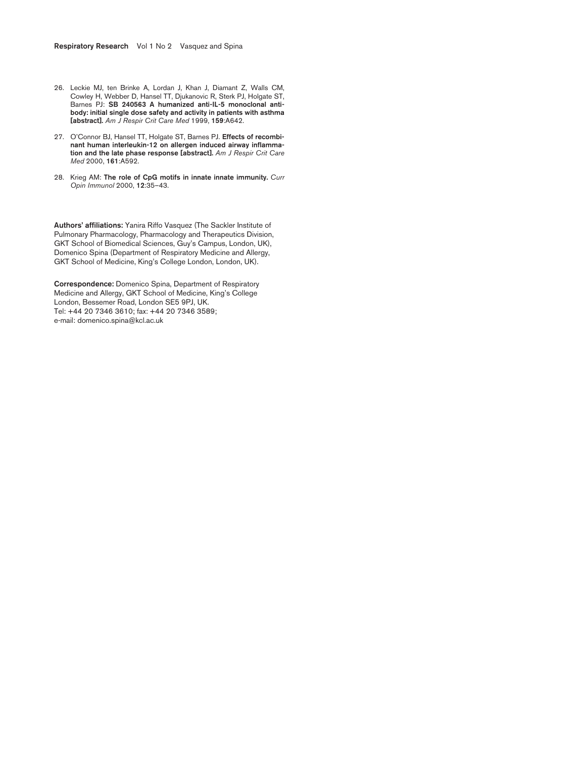26. Leckie MJ, ten Brinke A, Lordan J, Khan J, Diamant Z, Walls CM, Cowley H, Webber D, Hansel TT, Djukanovic R, Sterk PJ, Holgate ST, Barnes PJ: **SB 240563 A humanized anti-IL-5 monoclonal antibody: initial single dose safety and activity in patients with asthma [abstract].** *Am J Respir Crit Care Med* 1999, **159**:A642.

27. O'Connor BJ, Hansel TT, Holgate ST, Barnes PJ. **Effects of recombinant human interleukin-12 on allergen induced airway inflammation and the late phase response [abstract].** *Am J Respir Crit Care Med* 2000, **161**:A592.

28. Krieg AM: **The role of CpG motifs in innate innate immunity.** *Curr Opin Immunol* 2000, **12**:35–43.

**Authors' affiliations:** Yanira Riffo Vasquez (The Sackler Institute of Pulmonary Pharmacology, Pharmacology and Therapeutics Division, GKT School of Biomedical Sciences, Guy's Campus, London, UK), Domenico Spina (Department of Respiratory Medicine and Allergy, GKT School of Medicine, King's College London, London, UK).

**Correspondence:** Domenico Spina, Department of Respiratory Medicine and Allergy, GKT School of Medicine, King's College London, Bessemer Road, London SE5 9PJ, UK. Tel: +44 20 7346 3610; fax: +44 20 7346 3589; e-mail: domenico.spina@kcl.ac.uk